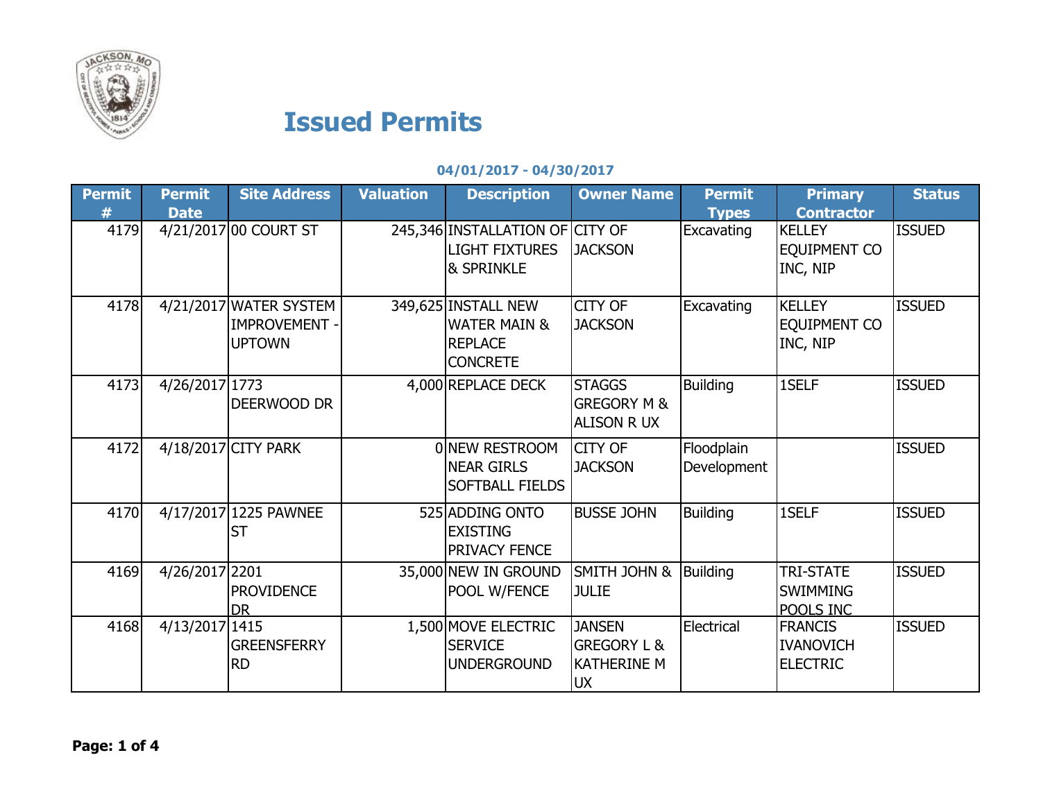# Issued Permits

**04/01/2017 - 04/30/2017**

| Permit # | Permit Date | Site Address | Valuation | Description | Owner Name | Permit Types | Primary Contractor | Status |
|---|---|---|---|---|---|---|---|---|
| 4179 | 4/21/2017 | 00 COURT ST | 245,346 | INSTALLATION OF LIGHT FIXTURES & SPRINKLE | CITY OF JACKSON | Excavating | KELLEY EQUIPMENT CO INC, NIP | ISSUED |
| 4178 | 4/21/2017 | WATER SYSTEM IMPROVEMENT - UPTOWN | 349,625 | INSTALL NEW WATER MAIN & REPLACE CONCRETE | CITY OF JACKSON | Excavating | KELLEY EQUIPMENT CO INC, NIP | ISSUED |
| 4173 | 4/26/2017 | 1773 DEERWOOD DR | 4,000 | REPLACE DECK | STAGGS GREGORY M & ALISON R UX | Building | 1SELF | ISSUED |
| 4172 | 4/18/2017 | CITY PARK | 0 | NEW RESTROOM NEAR GIRLS SOFTBALL FIELDS | CITY OF JACKSON | Floodplain Development | | ISSUED |
| 4170 | 4/17/2017 | 1225 PAWNEE ST | 525 | ADDING ONTO EXISTING PRIVACY FENCE | BUSSE JOHN | Building | 1SELF | ISSUED |
| 4169 | 4/26/2017 | 2201 PROVIDENCE DR | 35,000 | NEW IN GROUND POOL W/FENCE | SMITH JOHN & JULIE | Building | TRI-STATE SWIMMING POOLS INC | ISSUED |
| 4168 | 4/13/2017 | 1415 GREENSFERRY RD | 1,500 | MOVE ELECTRIC SERVICE UNDERGROUND | JANSEN GREGORY L & KATHERINE M UX | Electrical | FRANCIS IVANOVICH ELECTRIC | ISSUED |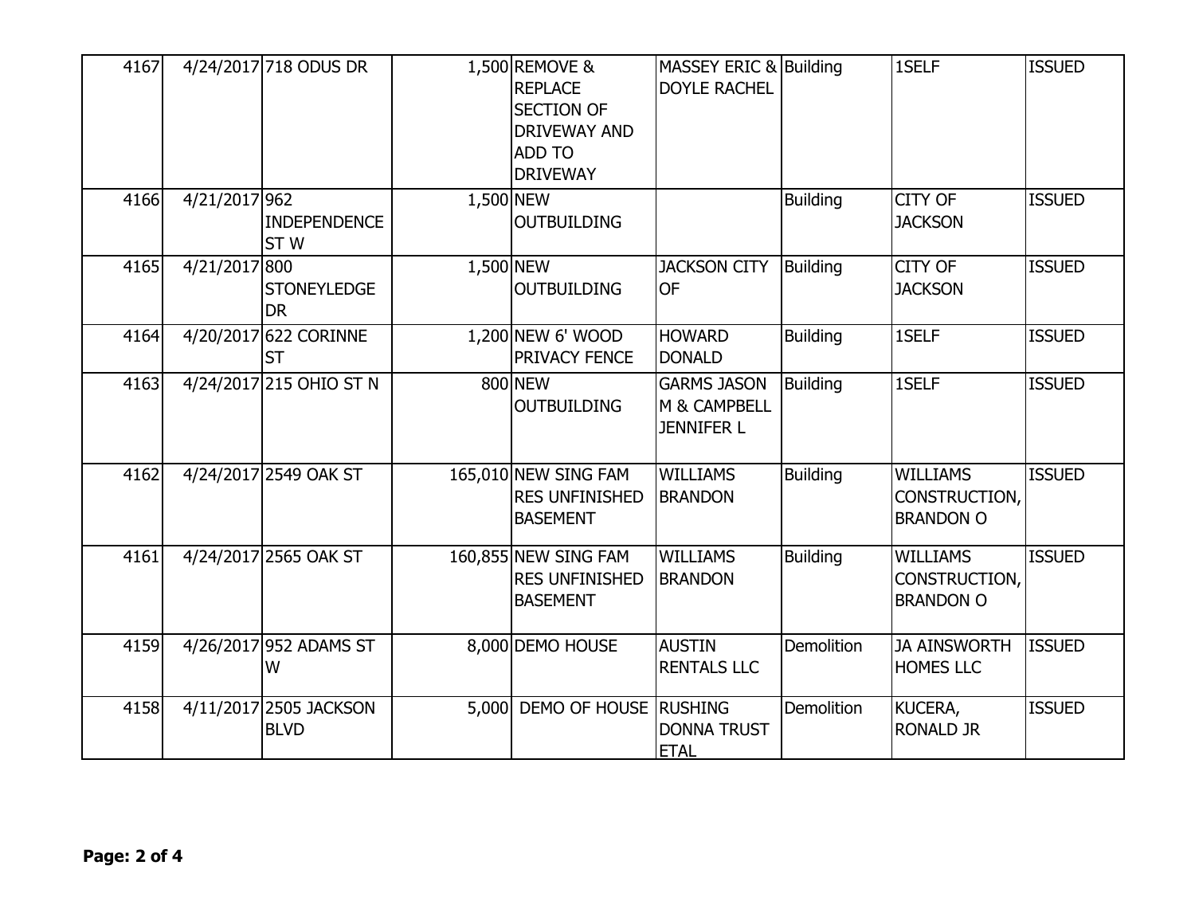| 4167 | 4/24/2017 | 718 ODUS DR | 1,500 | REMOVE & REPLACE SECTION OF DRIVEWAY AND ADD TO DRIVEWAY | MASSEY ERIC & DOYLE RACHEL | Building | 1SELF | ISSUED |
|---|---|---|---|---|---|---|---|---|
| 4166 | 4/21/2017 | 962 INDEPENDENCE ST W | 1,500 | NEW OUTBUILDING | | Building | CITY OF JACKSON | ISSUED |
| 4165 | 4/21/2017 | 800 STONEYLEDGE DR | 1,500 | NEW OUTBUILDING | JACKSON CITY OF | Building | CITY OF JACKSON | ISSUED |
| 4164 | 4/20/2017 | 622 CORINNE ST | 1,200 | NEW 6' WOOD PRIVACY FENCE | HOWARD DONALD | Building | 1SELF | ISSUED |
| 4163 | 4/24/2017 | 215 OHIO ST N | 800 | NEW OUTBUILDING | GARMS JASON M & CAMPBELL JENNIFER L | Building | 1SELF | ISSUED |
| 4162 | 4/24/2017 | 2549 OAK ST | 165,010 | NEW SING FAM RES UNFINISHED BASEMENT | WILLIAMS BRANDON | Building | WILLIAMS CONSTRUCTION, BRANDON O | ISSUED |
| 4161 | 4/24/2017 | 2565 OAK ST | 160,855 | NEW SING FAM RES UNFINISHED BASEMENT | WILLIAMS BRANDON | Building | WILLIAMS CONSTRUCTION, BRANDON O | ISSUED |
| 4159 | 4/26/2017 | 952 ADAMS ST W | 8,000 | DEMO HOUSE | AUSTIN RENTALS LLC | Demolition | JA AINSWORTH HOMES LLC | ISSUED |
| 4158 | 4/11/2017 | 2505 JACKSON BLVD | 5,000 | DEMO OF HOUSE | RUSHING DONNA TRUST ETAL | Demolition | KUCERA, RONALD JR | ISSUED |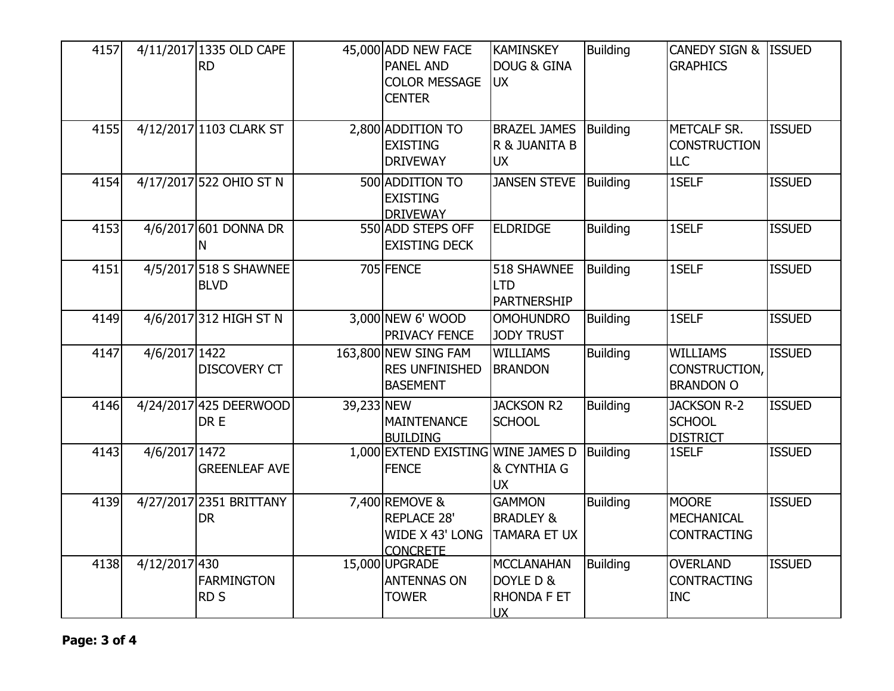| | | | | | | | | |
|---|---|---|---|---|---|---|---|---|
| 4157 | 4/11/2017 | 1335 OLD CAPE RD | 45,000 | ADD NEW FACE PANEL AND COLOR MESSAGE CENTER | KAMINSKEY DOUG & GINA UX | Building | CANEDY SIGN & GRAPHICS | ISSUED |
| 4155 | 4/12/2017 | 1103 CLARK ST | 2,800 | ADDITION TO EXISTING DRIVEWAY | BRAZEL JAMES R & JUANITA B UX | Building | METCALF SR. CONSTRUCTION LLC | ISSUED |
| 4154 | 4/17/2017 | 522 OHIO ST N | 500 | ADDITION TO EXISTING DRIVEWAY | JANSEN STEVE | Building | 1SELF | ISSUED |
| 4153 | 4/6/2017 | 601 DONNA DR N | 550 | ADD STEPS OFF EXISTING DECK | ELDRIDGE | Building | 1SELF | ISSUED |
| 4151 | 4/5/2017 | 518 S SHAWNEE BLVD | 705 | FENCE | 518 SHAWNEE LTD PARTNERSHIP | Building | 1SELF | ISSUED |
| 4149 | 4/6/2017 | 312 HIGH ST N | 3,000 | NEW 6' WOOD PRIVACY FENCE | OMOHUNDRO JODY TRUST | Building | 1SELF | ISSUED |
| 4147 | 4/6/2017 | 1422 DISCOVERY CT | 163,800 | NEW SING FAM RES UNFINISHED BASEMENT | WILLIAMS BRANDON | Building | WILLIAMS CONSTRUCTION, BRANDON O | ISSUED |
| 4146 | 4/24/2017 | 425 DEERWOOD DR E | 39,233 | NEW MAINTENANCE BUILDING | JACKSON R2 SCHOOL | Building | JACKSON R-2 SCHOOL DISTRICT | ISSUED |
| 4143 | 4/6/2017 | 1472 GREENLEAF AVE | 1,000 | EXTEND EXISTING FENCE | WINE JAMES D & CYNTHIA G UX | Building | 1SELF | ISSUED |
| 4139 | 4/27/2017 | 2351 BRITTANY DR | 7,400 | REMOVE & REPLACE 28' WIDE X 43' LONG CONCRETE | GAMMON BRADLEY & TAMARA ET UX | Building | MOORE MECHANICAL CONTRACTING | ISSUED |
| 4138 | 4/12/2017 | 430 FARMINGTON RD S | 15,000 | UPGRADE ANTENNAS ON TOWER | MCCLANAHAN DOYLE D & RHONDA F ET UX | Building | OVERLAND CONTRACTING INC | ISSUED |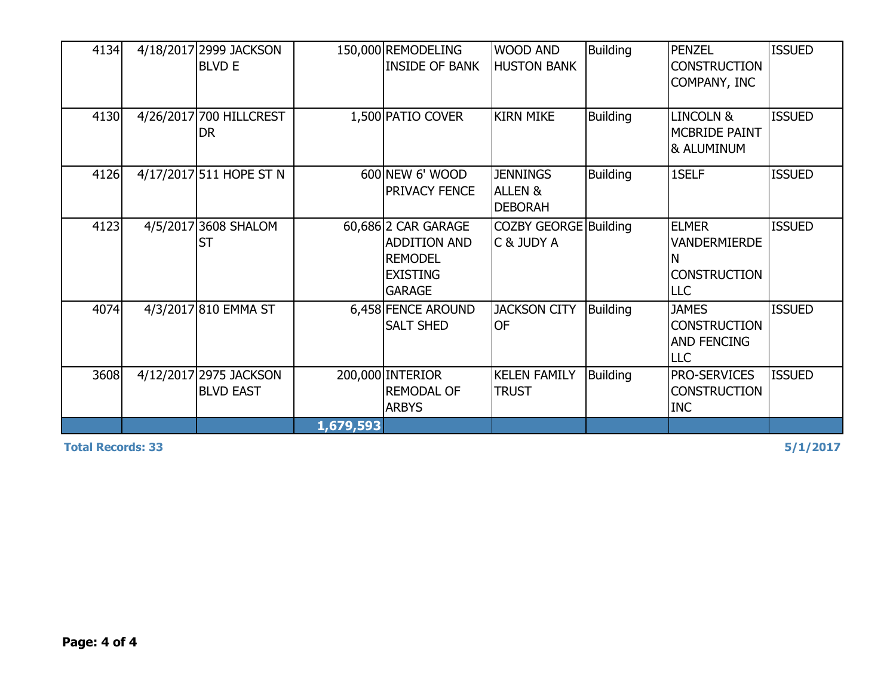| | | | | | | | | |
|---|---|---|---|---|---|---|---|---|
| 4134 | 4/18/2017 | 2999 JACKSON BLVD E | 150,000 | REMODELING INSIDE OF BANK | WOOD AND HUSTON BANK | Building | PENZEL CONSTRUCTION COMPANY, INC | ISSUED |
| 4130 | 4/26/2017 | 700 HILLCREST DR | 1,500 | PATIO COVER | KIRN MIKE | Building | LINCOLN & MCBRIDE PAINT & ALUMINUM | ISSUED |
| 4126 | 4/17/2017 | 511 HOPE ST N | 600 | NEW 6' WOOD PRIVACY FENCE | JENNINGS ALLEN & DEBORAH | Building | 1SELF | ISSUED |
| 4123 | 4/5/2017 | 3608 SHALOM ST | 60,686 | 2 CAR GARAGE ADDITION AND REMODEL EXISTING GARAGE | COZBY GEORGE C & JUDY A | Building | ELMER VANDERMIERDEN CONSTRUCTION LLC | ISSUED |
| 4074 | 4/3/2017 | 810 EMMA ST | 6,458 | FENCE AROUND SALT SHED | JACKSON CITY OF | Building | JAMES CONSTRUCTION AND FENCING LLC | ISSUED |
| 3608 | 4/12/2017 | 2975 JACKSON BLVD EAST | 200,000 | INTERIOR REMODAL OF ARBYS | KELEN FAMILY TRUST | Building | PRO-SERVICES CONSTRUCTION INC | ISSUED |
| | | | **1,679,593** | | | | | |

**Total Records: 33**

**5/1/2017**